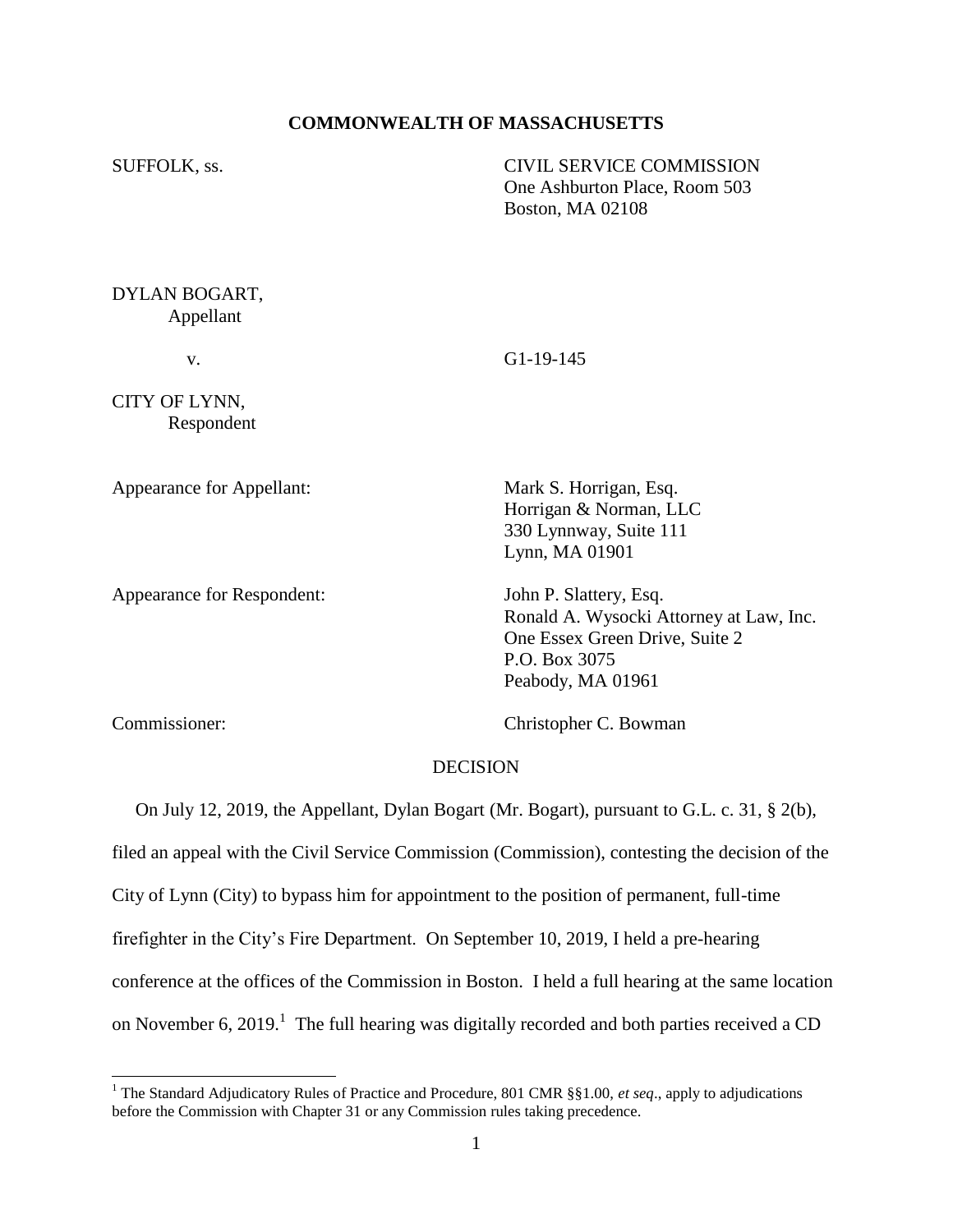**COMMONWEALTH OF MASSACHUSETTS**

SUFFOLK, ss.

CIVIL SERVICE COMMISSION
One Ashburton Place, Room 503
Boston, MA 02108

DYLAN BOGART,
Appellant

v. G1-19-145

CITY OF LYNN,
Respondent

Appearance for Appellant: Mark S. Horrigan, Esq.
Horrigan & Norman, LLC
330 Lynnway, Suite 111
Lynn, MA 01901

Appearance for Respondent: John P. Slattery, Esq.
Ronald A. Wysocki Attorney at Law, Inc.
One Essex Green Drive, Suite 2
P.O. Box 3075
Peabody, MA 01961

Commissioner: Christopher C. Bowman

DECISION

On July 12, 2019, the Appellant, Dylan Bogart (Mr. Bogart), pursuant to G.L. c. 31, § 2(b), filed an appeal with the Civil Service Commission (Commission), contesting the decision of the City of Lynn (City) to bypass him for appointment to the position of permanent, full-time firefighter in the City's Fire Department. On September 10, 2019, I held a pre-hearing conference at the offices of the Commission in Boston. I held a full hearing at the same location on November 6, 2019.[1] The full hearing was digitally recorded and both parties received a CD

[1] The Standard Adjudicatory Rules of Practice and Procedure, 801 CMR §§1.00, *et seq*., apply to adjudications before the Commission with Chapter 31 or any Commission rules taking precedence.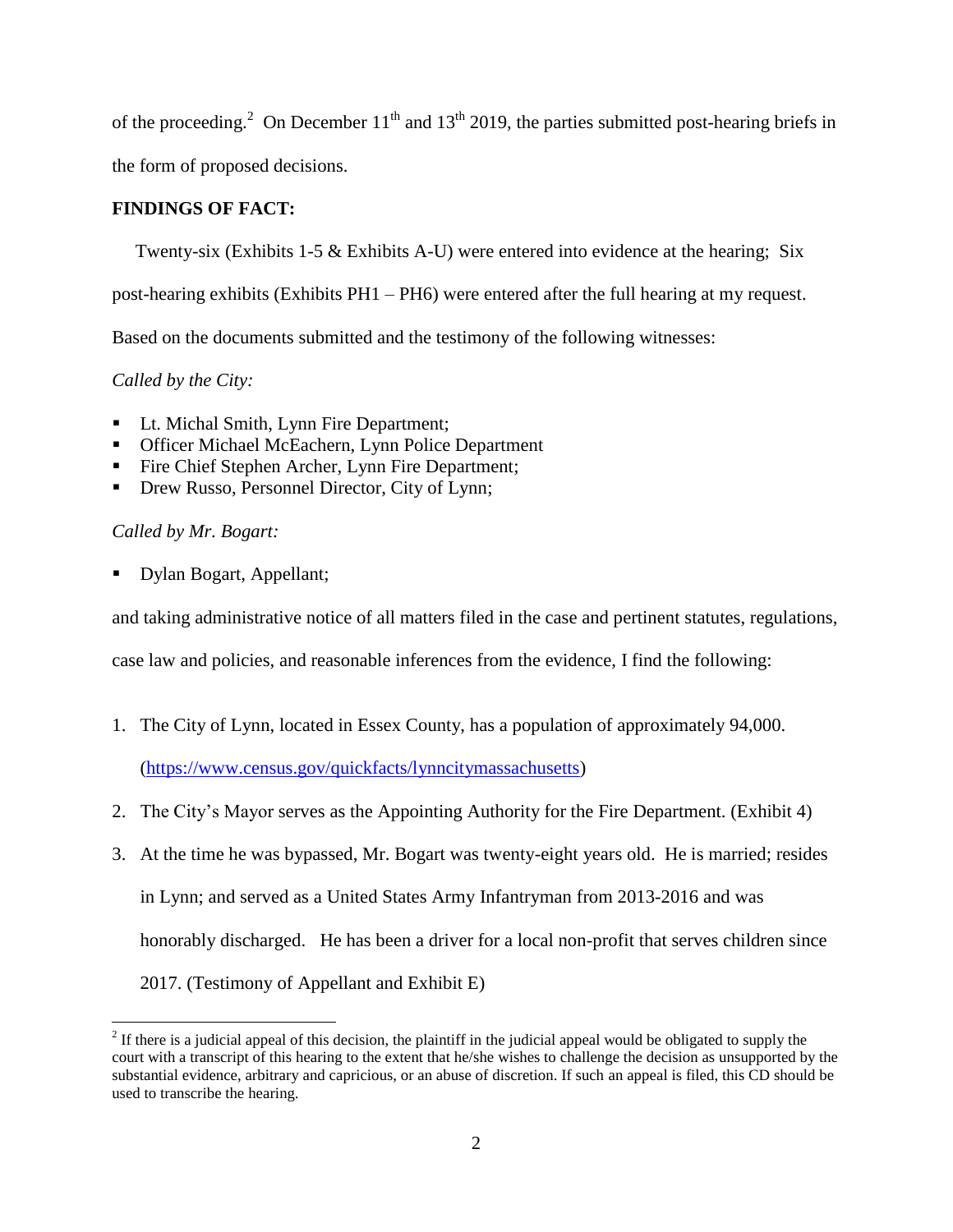of the proceeding.[2] On December 11th and 13th 2019, the parties submitted post-hearing briefs in the form of proposed decisions.

**FINDINGS OF FACT:**

Twenty-six (Exhibits 1-5 & Exhibits A-U) were entered into evidence at the hearing; Six post-hearing exhibits (Exhibits PH1 – PH6) were entered after the full hearing at my request. Based on the documents submitted and the testimony of the following witnesses:

*Called by the City:*

- Lt. Michal Smith, Lynn Fire Department;
- Officer Michael McEachern, Lynn Police Department
- Fire Chief Stephen Archer, Lynn Fire Department;
- Drew Russo, Personnel Director, City of Lynn;

*Called by Mr. Bogart:*

- Dylan Bogart, Appellant;

and taking administrative notice of all matters filed in the case and pertinent statutes, regulations, case law and policies, and reasonable inferences from the evidence, I find the following:

1. The City of Lynn, located in Essex County, has a population of approximately 94,000. (https://www.census.gov/quickfacts/lynncitymassachusetts)
2. The City's Mayor serves as the Appointing Authority for the Fire Department. (Exhibit 4)
3. At the time he was bypassed, Mr. Bogart was twenty-eight years old. He is married; resides in Lynn; and served as a United States Army Infantryman from 2013-2016 and was honorably discharged. He has been a driver for a local non-profit that serves children since 2017. (Testimony of Appellant and Exhibit E)

[2] If there is a judicial appeal of this decision, the plaintiff in the judicial appeal would be obligated to supply the court with a transcript of this hearing to the extent that he/she wishes to challenge the decision as unsupported by the substantial evidence, arbitrary and capricious, or an abuse of discretion. If such an appeal is filed, this CD should be used to transcribe the hearing.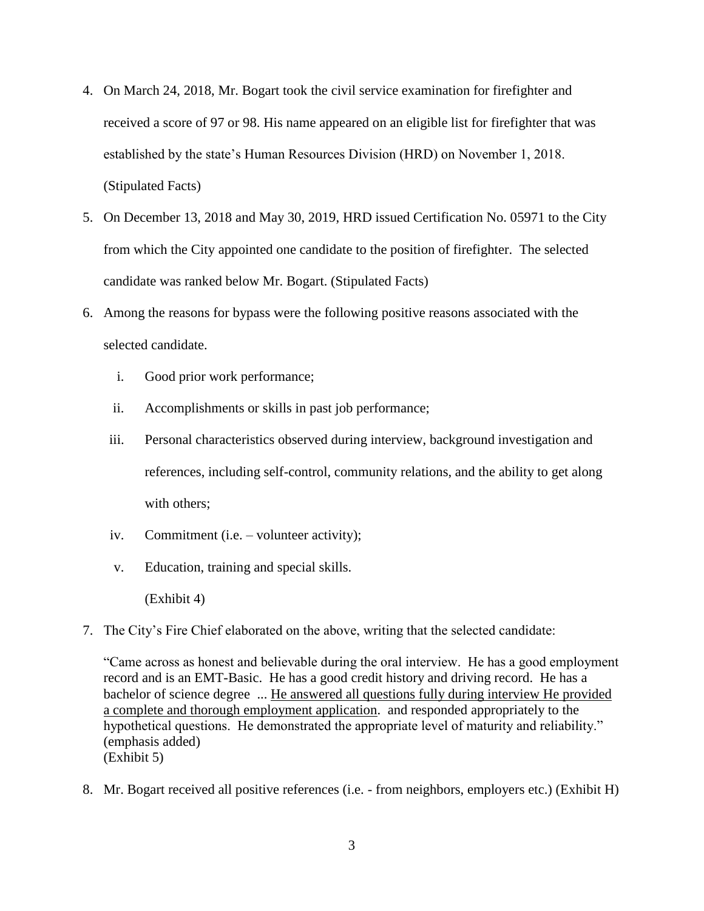4. On March 24, 2018, Mr. Bogart took the civil service examination for firefighter and received a score of 97 or 98. His name appeared on an eligible list for firefighter that was established by the state's Human Resources Division (HRD) on November 1, 2018. (Stipulated Facts)

5. On December 13, 2018 and May 30, 2019, HRD issued Certification No. 05971 to the City from which the City appointed one candidate to the position of firefighter. The selected candidate was ranked below Mr. Bogart. (Stipulated Facts)

6. Among the reasons for bypass were the following positive reasons associated with the selected candidate.

   i. Good prior work performance;

   ii. Accomplishments or skills in past job performance;

   iii. Personal characteristics observed during interview, background investigation and references, including self-control, community relations, and the ability to get along with others;

   iv. Commitment (i.e. – volunteer activity);

   v. Education, training and special skills.

   (Exhibit 4)

7. The City's Fire Chief elaborated on the above, writing that the selected candidate:

   "Came across as honest and believable during the oral interview. He has a good employment record and is an EMT-Basic. He has a good credit history and driving record. He has a bachelor of science degree ... <u>He answered all questions fully during interview He provided a complete and thorough employment application</u>. and responded appropriately to the hypothetical questions. He demonstrated the appropriate level of maturity and reliability." (emphasis added)
   (Exhibit 5)

8. Mr. Bogart received all positive references (i.e. - from neighbors, employers etc.) (Exhibit H)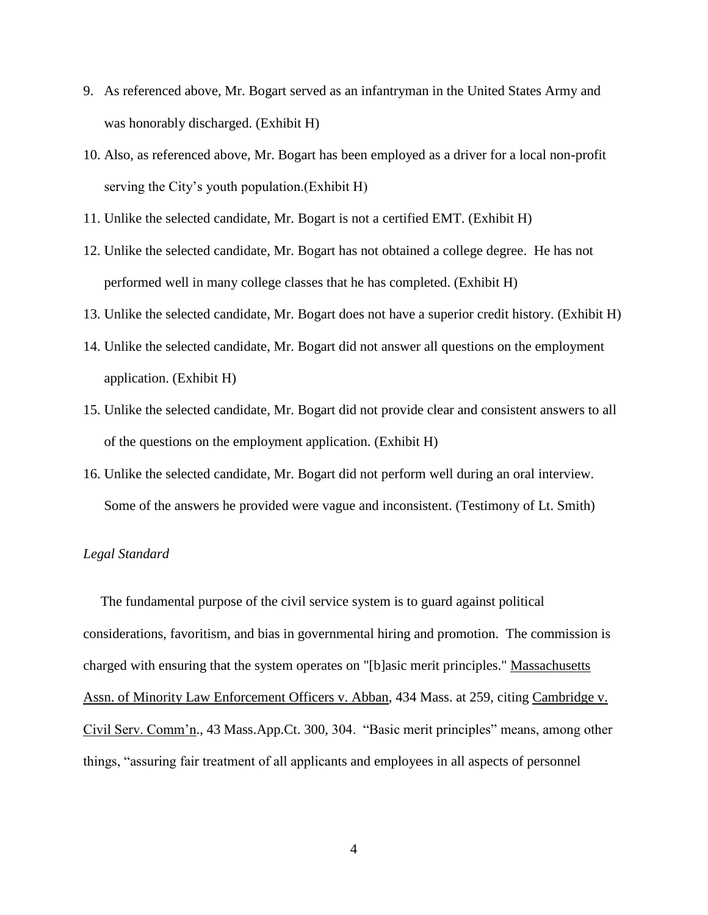9. As referenced above, Mr. Bogart served as an infantryman in the United States Army and was honorably discharged. (Exhibit H)
10. Also, as referenced above, Mr. Bogart has been employed as a driver for a local non-profit serving the City's youth population.(Exhibit H)
11. Unlike the selected candidate, Mr. Bogart is not a certified EMT. (Exhibit H)
12. Unlike the selected candidate, Mr. Bogart has not obtained a college degree. He has not performed well in many college classes that he has completed. (Exhibit H)
13. Unlike the selected candidate, Mr. Bogart does not have a superior credit history. (Exhibit H)
14. Unlike the selected candidate, Mr. Bogart did not answer all questions on the employment application. (Exhibit H)
15. Unlike the selected candidate, Mr. Bogart did not provide clear and consistent answers to all of the questions on the employment application. (Exhibit H)
16. Unlike the selected candidate, Mr. Bogart did not perform well during an oral interview. Some of the answers he provided were vague and inconsistent. (Testimony of Lt. Smith)

*Legal Standard*

The fundamental purpose of the civil service system is to guard against political considerations, favoritism, and bias in governmental hiring and promotion. The commission is charged with ensuring that the system operates on "[b]asic merit principles." Massachusetts Assn. of Minority Law Enforcement Officers v. Abban, 434 Mass. at 259, citing Cambridge v. Civil Serv. Comm'n., 43 Mass.App.Ct. 300, 304. "Basic merit principles" means, among other things, "assuring fair treatment of all applicants and employees in all aspects of personnel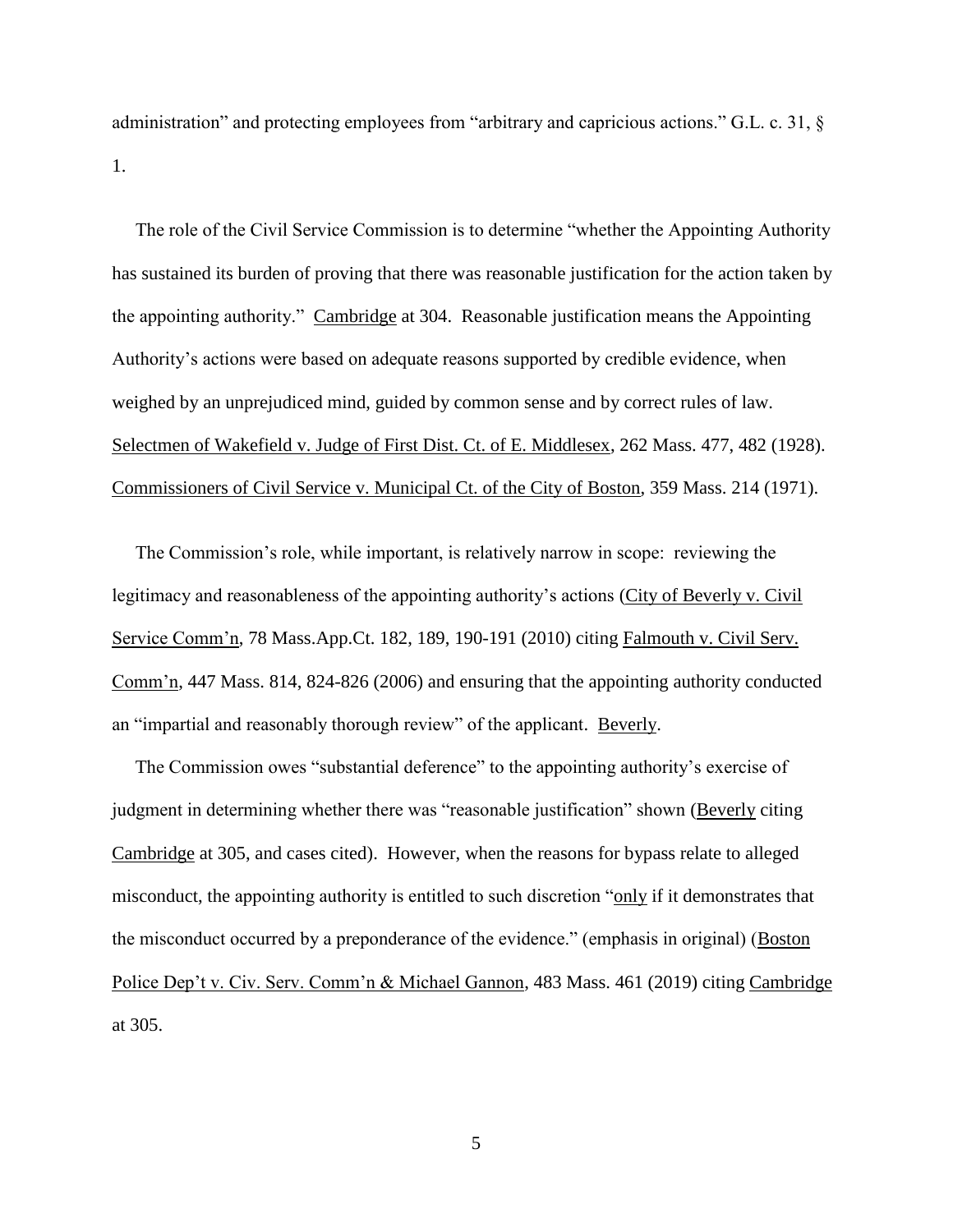administration" and protecting employees from "arbitrary and capricious actions." G.L. c. 31, § 1.

The role of the Civil Service Commission is to determine "whether the Appointing Authority has sustained its burden of proving that there was reasonable justification for the action taken by the appointing authority." Cambridge at 304. Reasonable justification means the Appointing Authority's actions were based on adequate reasons supported by credible evidence, when weighed by an unprejudiced mind, guided by common sense and by correct rules of law. Selectmen of Wakefield v. Judge of First Dist. Ct. of E. Middlesex, 262 Mass. 477, 482 (1928). Commissioners of Civil Service v. Municipal Ct. of the City of Boston, 359 Mass. 214 (1971).

The Commission's role, while important, is relatively narrow in scope: reviewing the legitimacy and reasonableness of the appointing authority's actions (City of Beverly v. Civil Service Comm'n, 78 Mass.App.Ct. 182, 189, 190-191 (2010) citing Falmouth v. Civil Serv. Comm'n, 447 Mass. 814, 824-826 (2006) and ensuring that the appointing authority conducted an "impartial and reasonably thorough review" of the applicant. Beverly.

The Commission owes "substantial deference" to the appointing authority's exercise of judgment in determining whether there was "reasonable justification" shown (Beverly citing Cambridge at 305, and cases cited). However, when the reasons for bypass relate to alleged misconduct, the appointing authority is entitled to such discretion "only if it demonstrates that the misconduct occurred by a preponderance of the evidence." (emphasis in original) (Boston Police Dep't v. Civ. Serv. Comm'n & Michael Gannon, 483 Mass. 461 (2019) citing Cambridge at 305.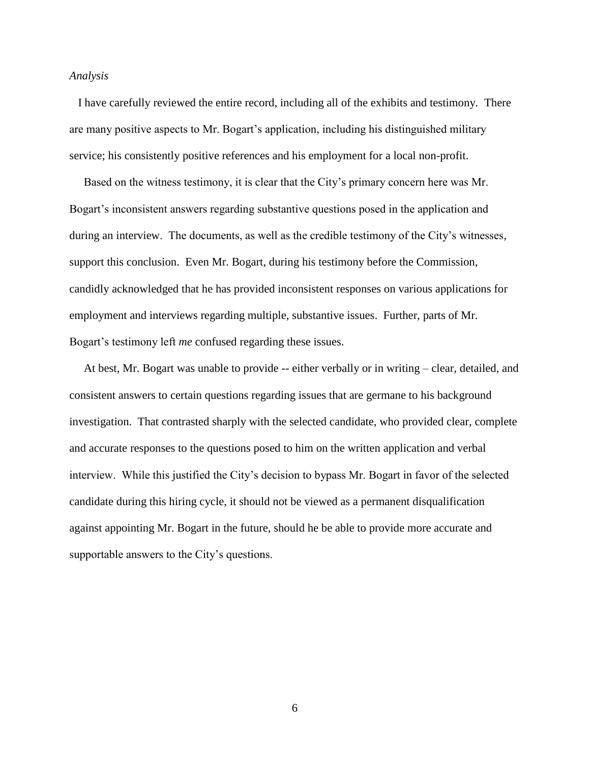*Analysis*

I have carefully reviewed the entire record, including all of the exhibits and testimony. There are many positive aspects to Mr. Bogart's application, including his distinguished military service; his consistently positive references and his employment for a local non-profit.

Based on the witness testimony, it is clear that the City's primary concern here was Mr. Bogart's inconsistent answers regarding substantive questions posed in the application and during an interview. The documents, as well as the credible testimony of the City's witnesses, support this conclusion. Even Mr. Bogart, during his testimony before the Commission, candidly acknowledged that he has provided inconsistent responses on various applications for employment and interviews regarding multiple, substantive issues. Further, parts of Mr. Bogart's testimony left *me* confused regarding these issues.

At best, Mr. Bogart was unable to provide -- either verbally or in writing – clear, detailed, and consistent answers to certain questions regarding issues that are germane to his background investigation. That contrasted sharply with the selected candidate, who provided clear, complete and accurate responses to the questions posed to him on the written application and verbal interview. While this justified the City's decision to bypass Mr. Bogart in favor of the selected candidate during this hiring cycle, it should not be viewed as a permanent disqualification against appointing Mr. Bogart in the future, should he be able to provide more accurate and supportable answers to the City's questions.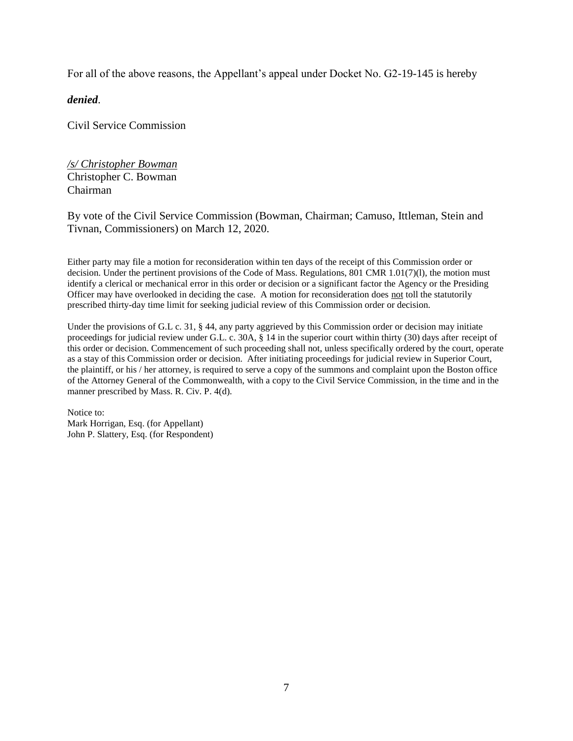For all of the above reasons, the Appellant's appeal under Docket No. G2-19-145 is hereby

***denied***.

Civil Service Commission

*/s/ Christopher Bowman*
Christopher C. Bowman
Chairman

By vote of the Civil Service Commission (Bowman, Chairman; Camuso, Ittleman, Stein and Tivnan, Commissioners) on March 12, 2020.

Either party may file a motion for reconsideration within ten days of the receipt of this Commission order or decision. Under the pertinent provisions of the Code of Mass. Regulations, 801 CMR 1.01(7)(l), the motion must identify a clerical or mechanical error in this order or decision or a significant factor the Agency or the Presiding Officer may have overlooked in deciding the case. A motion for reconsideration does not toll the statutorily prescribed thirty-day time limit for seeking judicial review of this Commission order or decision.

Under the provisions of G.L c. 31, § 44, any party aggrieved by this Commission order or decision may initiate proceedings for judicial review under G.L. c. 30A, § 14 in the superior court within thirty (30) days after receipt of this order or decision. Commencement of such proceeding shall not, unless specifically ordered by the court, operate as a stay of this Commission order or decision. After initiating proceedings for judicial review in Superior Court, the plaintiff, or his / her attorney, is required to serve a copy of the summons and complaint upon the Boston office of the Attorney General of the Commonwealth, with a copy to the Civil Service Commission, in the time and in the manner prescribed by Mass. R. Civ. P. 4(d).

Notice to:
Mark Horrigan, Esq. (for Appellant)
John P. Slattery, Esq. (for Respondent)